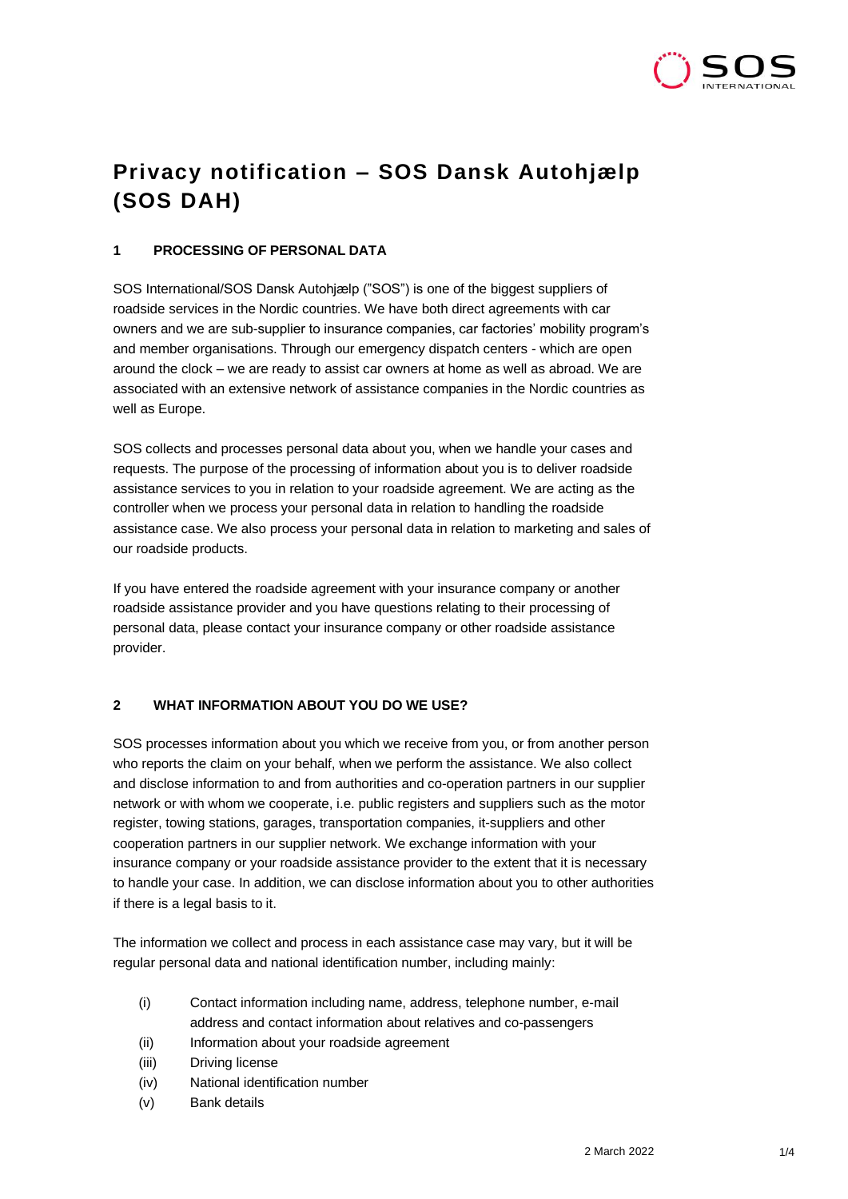# Privacy notification – SOS Dansk Autohjælp (SOS DAH)

## 1 PROCESSING OF PERSONAL DATA

SOS International/SOS Dansk Autohjælp ("SOS") is one of the biggest suppliers of roadside services in the Nordic countries. We have both direct agreements with car owners and we are sub-supplier to insurance companies, car factories' mobility program's and member organisations. Through our emergency dispatch centers - which are open around the clock – we are ready to assist car owners at home as well as abroad. We are associated with an extensive network of assistance companies in the Nordic countries as well as Europe.

SOS collects and processes personal data about you, when we handle your cases and requests. The purpose of the processing of information about you is to deliver roadside assistance services to you in relation to your roadside agreement. We are acting as the controller when we process your personal data in relation to handling the roadside assistance case. We also process your personal data in relation to marketing and sales of our roadside products.

If you have entered the roadside agreement with your insurance company or another roadside assistance provider and you have questions relating to their processing of personal data, please contact your insurance company or other roadside assistance provider.

## 2 WHAT INFORMATION ABOUT YOU DO WE USE?

SOS processes information about you which we receive from you, or from another person who reports the claim on your behalf, when we perform the assistance. We also collect and disclose information to and from authorities and co-operation partners in our supplier network or with whom we cooperate, i.e. public registers and suppliers such as the motor register, towing stations, garages, transportation companies, it-suppliers and other cooperation partners in our supplier network. We exchange information with your insurance company or your roadside assistance provider to the extent that it is necessary to handle your case. In addition, we can disclose information about you to other authorities if there is a legal basis to it.

The information we collect and process in each assistance case may vary, but it will be regular personal data and national identification number, including mainly:

(i) Contact information including name, address, telephone number, e-mail address and contact information about relatives and co-passengers
(ii) Information about your roadside agreement
(iii) Driving license
(iv) National identification number
(v) Bank details

2 March 2022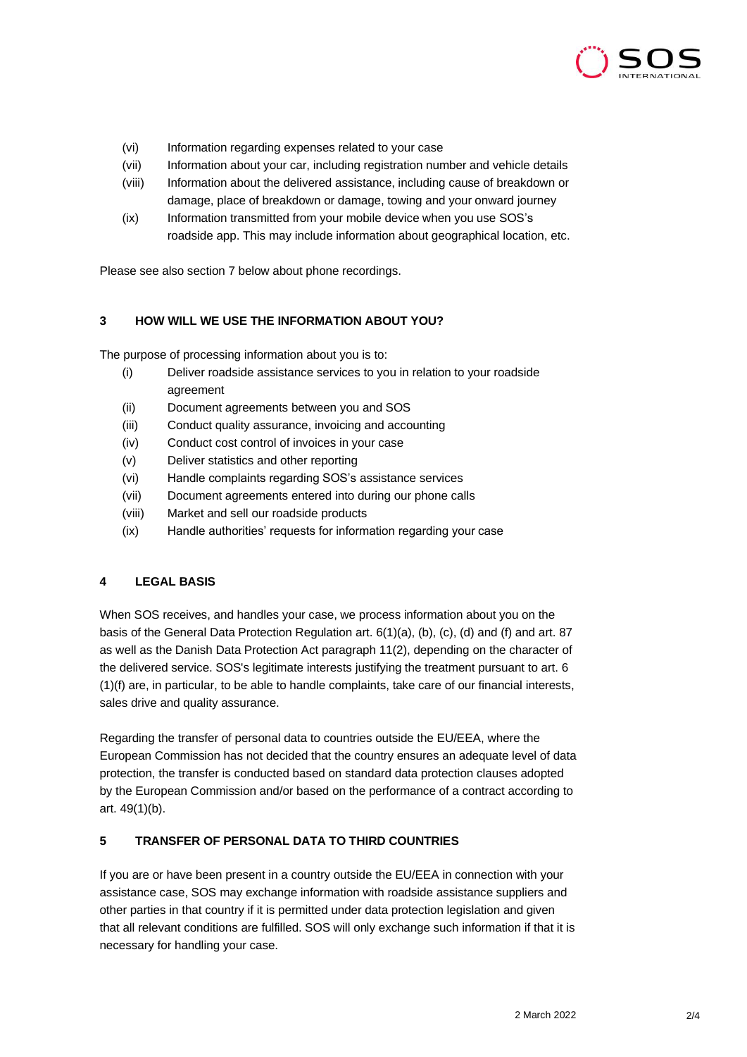(vi) Information regarding expenses related to your case

(vii) Information about your car, including registration number and vehicle details

(viii) Information about the delivered assistance, including cause of breakdown or damage, place of breakdown or damage, towing and your onward journey

(ix) Information transmitted from your mobile device when you use SOS's roadside app. This may include information about geographical location, etc.

Please see also section 7 below about phone recordings.

## 3 HOW WILL WE USE THE INFORMATION ABOUT YOU?

The purpose of processing information about you is to:

(i) Deliver roadside assistance services to you in relation to your roadside agreement

(ii) Document agreements between you and SOS

(iii) Conduct quality assurance, invoicing and accounting

(iv) Conduct cost control of invoices in your case

(v) Deliver statistics and other reporting

(vi) Handle complaints regarding SOS's assistance services

(vii) Document agreements entered into during our phone calls

(viii) Market and sell our roadside products

(ix) Handle authorities' requests for information regarding your case

## 4 LEGAL BASIS

When SOS receives, and handles your case, we process information about you on the basis of the General Data Protection Regulation art. 6(1)(a), (b), (c), (d) and (f) and art. 87 as well as the Danish Data Protection Act paragraph 11(2), depending on the character of the delivered service. SOS's legitimate interests justifying the treatment pursuant to art. 6 (1)(f) are, in particular, to be able to handle complaints, take care of our financial interests, sales drive and quality assurance.

Regarding the transfer of personal data to countries outside the EU/EEA, where the European Commission has not decided that the country ensures an adequate level of data protection, the transfer is conducted based on standard data protection clauses adopted by the European Commission and/or based on the performance of a contract according to art. 49(1)(b).

## 5 TRANSFER OF PERSONAL DATA TO THIRD COUNTRIES

If you are or have been present in a country outside the EU/EEA in connection with your assistance case, SOS may exchange information with roadside assistance suppliers and other parties in that country if it is permitted under data protection legislation and given that all relevant conditions are fulfilled. SOS will only exchange such information if that it is necessary for handling your case.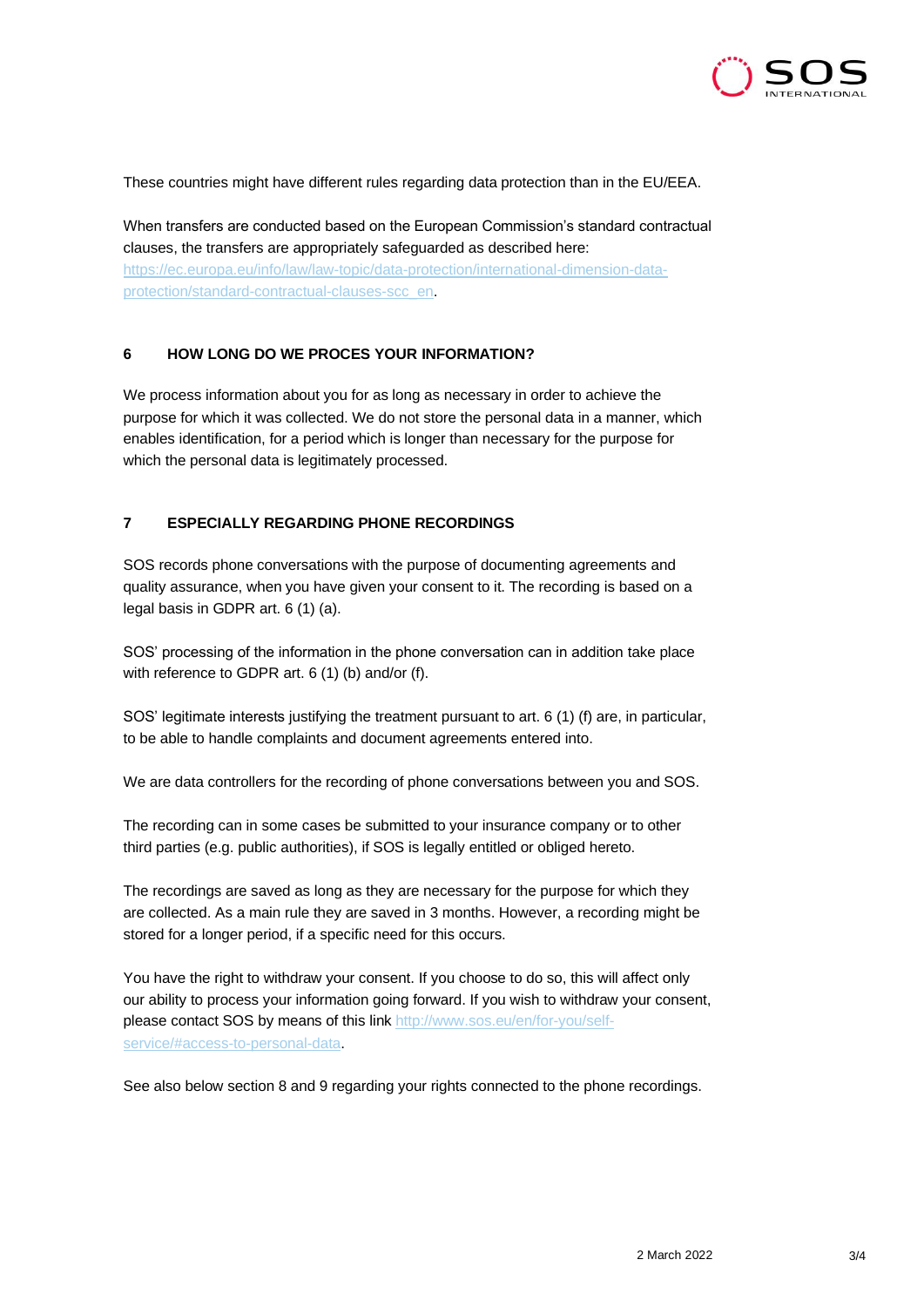These countries might have different rules regarding data protection than in the EU/EEA.

When transfers are conducted based on the European Commission's standard contractual clauses, the transfers are appropriately safeguarded as described here: https://ec.europa.eu/info/law/law-topic/data-protection/international-dimension-data-protection/standard-contractual-clauses-scc_en.

## 6 HOW LONG DO WE PROCES YOUR INFORMATION?

We process information about you for as long as necessary in order to achieve the purpose for which it was collected. We do not store the personal data in a manner, which enables identification, for a period which is longer than necessary for the purpose for which the personal data is legitimately processed.

## 7 ESPECIALLY REGARDING PHONE RECORDINGS

SOS records phone conversations with the purpose of documenting agreements and quality assurance, when you have given your consent to it. The recording is based on a legal basis in GDPR art. 6 (1) (a).

SOS' processing of the information in the phone conversation can in addition take place with reference to GDPR art. 6 (1) (b) and/or (f).

SOS' legitimate interests justifying the treatment pursuant to art. 6 (1) (f) are, in particular, to be able to handle complaints and document agreements entered into.

We are data controllers for the recording of phone conversations between you and SOS.

The recording can in some cases be submitted to your insurance company or to other third parties (e.g. public authorities), if SOS is legally entitled or obliged hereto.

The recordings are saved as long as they are necessary for the purpose for which they are collected. As a main rule they are saved in 3 months. However, a recording might be stored for a longer period, if a specific need for this occurs.

You have the right to withdraw your consent. If you choose to do so, this will affect only our ability to process your information going forward. If you wish to withdraw your consent, please contact SOS by means of this link http://www.sos.eu/en/for-you/self-service/#access-to-personal-data.

See also below section 8 and 9 regarding your rights connected to the phone recordings.

2 March 2022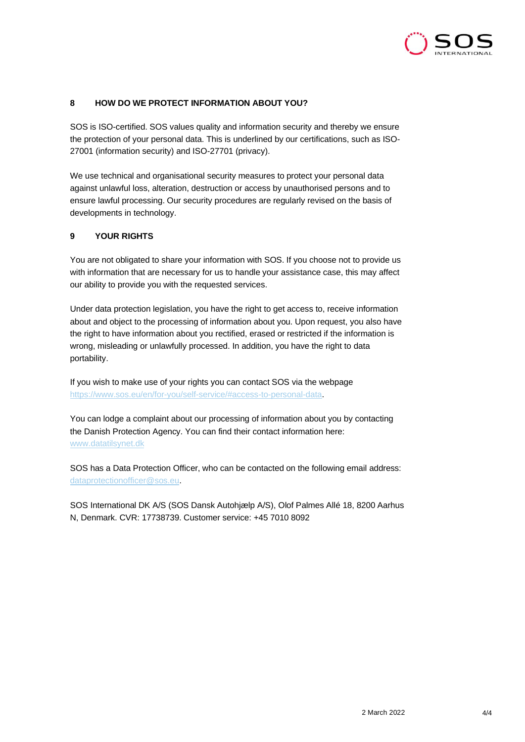## 8 HOW DO WE PROTECT INFORMATION ABOUT YOU?

SOS is ISO-certified. SOS values quality and information security and thereby we ensure the protection of your personal data. This is underlined by our certifications, such as ISO-27001 (information security) and ISO-27701 (privacy).

We use technical and organisational security measures to protect your personal data against unlawful loss, alteration, destruction or access by unauthorised persons and to ensure lawful processing. Our security procedures are regularly revised on the basis of developments in technology.

## 9 YOUR RIGHTS

You are not obligated to share your information with SOS. If you choose not to provide us with information that are necessary for us to handle your assistance case, this may affect our ability to provide you with the requested services.

Under data protection legislation, you have the right to get access to, receive information about and object to the processing of information about you. Upon request, you also have the right to have information about you rectified, erased or restricted if the information is wrong, misleading or unlawfully processed. In addition, you have the right to data portability.

If you wish to make use of your rights you can contact SOS via the webpage https://www.sos.eu/en/for-you/self-service/#access-to-personal-data.

You can lodge a complaint about our processing of information about you by contacting the Danish Protection Agency. You can find their contact information here: www.datatilsynet.dk

SOS has a Data Protection Officer, who can be contacted on the following email address: dataprotectionofficer@sos.eu.

SOS International DK A/S (SOS Dansk Autohjælp A/S), Olof Palmes Allé 18, 8200 Aarhus N, Denmark. CVR: 17738739. Customer service: +45 7010 8092

2 March 2022